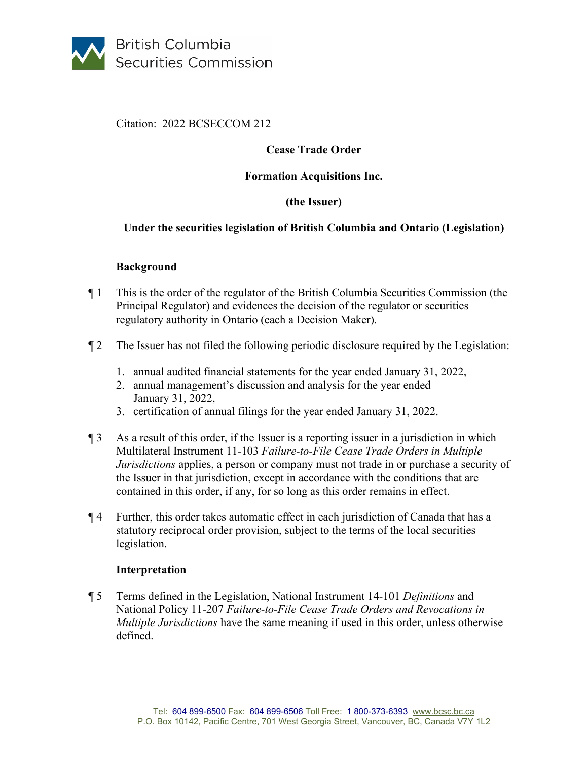British Columbia Securities Commission

Citation: 2022 BCSECCOM 212

**Cease Trade Order**

**Formation Acquisitions Inc.**

**(the Issuer)**

**Under the securities legislation of British Columbia and Ontario (Legislation)**

**Background**

¶ 1 This is the order of the regulator of the British Columbia Securities Commission (the Principal Regulator) and evidences the decision of the regulator or securities regulatory authority in Ontario (each a Decision Maker).

¶ 2 The Issuer has not filed the following periodic disclosure required by the Legislation:

1. annual audited financial statements for the year ended January 31, 2022,
2. annual management's discussion and analysis for the year ended January 31, 2022,
3. certification of annual filings for the year ended January 31, 2022.

¶ 3 As a result of this order, if the Issuer is a reporting issuer in a jurisdiction in which Multilateral Instrument 11-103 *Failure-to-File Cease Trade Orders in Multiple Jurisdictions* applies, a person or company must not trade in or purchase a security of the Issuer in that jurisdiction, except in accordance with the conditions that are contained in this order, if any, for so long as this order remains in effect.

¶ 4 Further, this order takes automatic effect in each jurisdiction of Canada that has a statutory reciprocal order provision, subject to the terms of the local securities legislation.

**Interpretation**

¶ 5 Terms defined in the Legislation, National Instrument 14-101 *Definitions* and National Policy 11-207 *Failure-to-File Cease Trade Orders and Revocations in Multiple Jurisdictions* have the same meaning if used in this order, unless otherwise defined.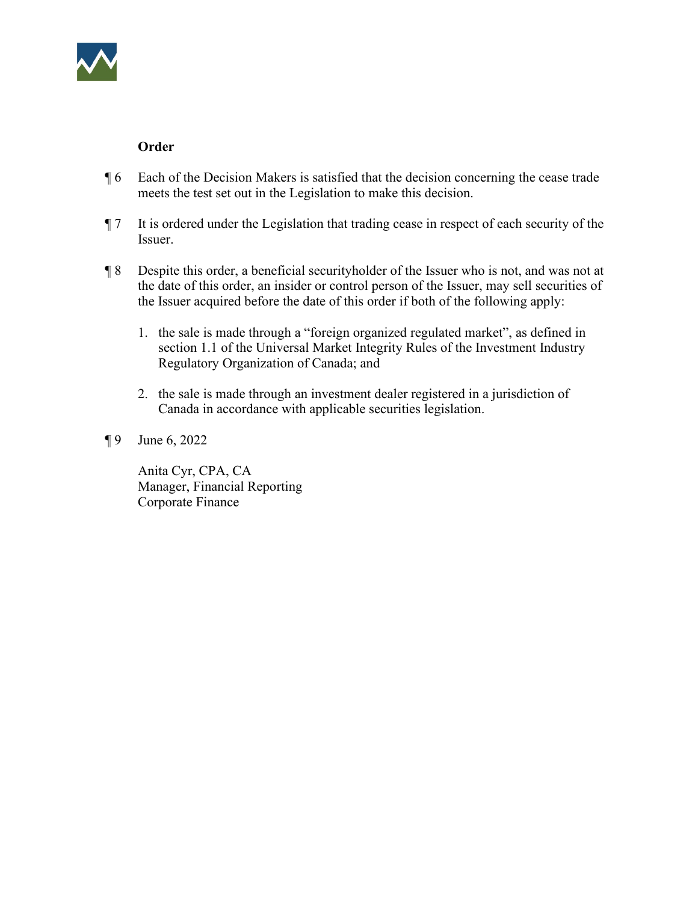**Order**

¶ 6 Each of the Decision Makers is satisfied that the decision concerning the cease trade meets the test set out in the Legislation to make this decision.

¶ 7 It is ordered under the Legislation that trading cease in respect of each security of the Issuer.

¶ 8 Despite this order, a beneficial securityholder of the Issuer who is not, and was not at the date of this order, an insider or control person of the Issuer, may sell securities of the Issuer acquired before the date of this order if both of the following apply:

1. the sale is made through a "foreign organized regulated market", as defined in section 1.1 of the Universal Market Integrity Rules of the Investment Industry Regulatory Organization of Canada; and

2. the sale is made through an investment dealer registered in a jurisdiction of Canada in accordance with applicable securities legislation.

¶ 9 June 6, 2022

Anita Cyr, CPA, CA
Manager, Financial Reporting
Corporate Finance